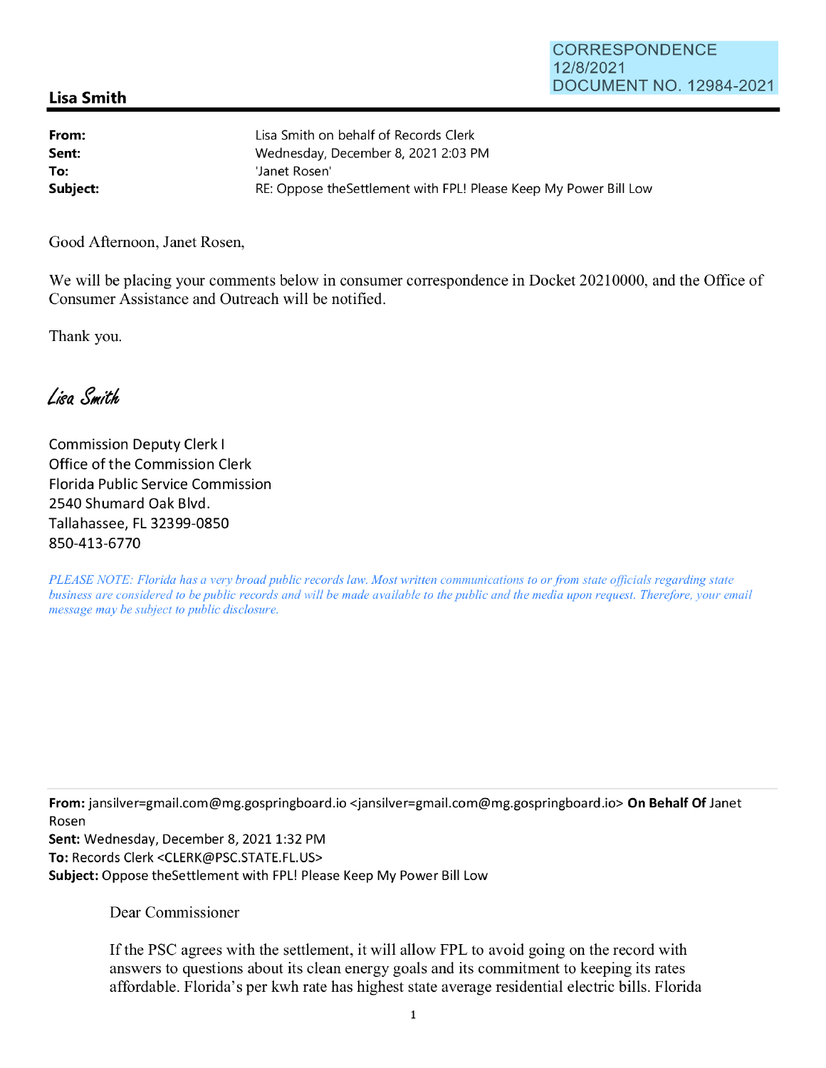CORRESPONDENCE
12/8/2021
DOCUMENT NO. 12984-2021

**Lisa Smith**

---

**From:** Lisa Smith on behalf of Records Clerk
**Sent:** Wednesday, December 8, 2021 2:03 PM
**To:** 'Janet Rosen'
**Subject:** RE: Oppose theSettlement with FPL! Please Keep My Power Bill Low

Good Afternoon, Janet Rosen,

We will be placing your comments below in consumer correspondence in Docket 20210000, and the Office of Consumer Assistance and Outreach will be notified.

Thank you.

*Lisa Smith*

Commission Deputy Clerk I
Office of the Commission Clerk
Florida Public Service Commission
2540 Shumard Oak Blvd.
Tallahassee, FL 32399-0850
850-413-6770

*PLEASE NOTE: Florida has a very broad public records law. Most written communications to or from state officials regarding state business are considered to be public records and will be made available to the public and the media upon request. Therefore, your email message may be subject to public disclosure.*

---

**From:** jansilver=gmail.com@mg.gospringboard.io <jansilver=gmail.com@mg.gospringboard.io> **On Behalf Of** Janet Rosen
**Sent:** Wednesday, December 8, 2021 1:32 PM
**To:** Records Clerk <CLERK@PSC.STATE.FL.US>
**Subject:** Oppose theSettlement with FPL! Please Keep My Power Bill Low

Dear Commissioner

If the PSC agrees with the settlement, it will allow FPL to avoid going on the record with answers to questions about its clean energy goals and its commitment to keeping its rates affordable. Florida's per kwh rate has highest state average residential electric bills. Florida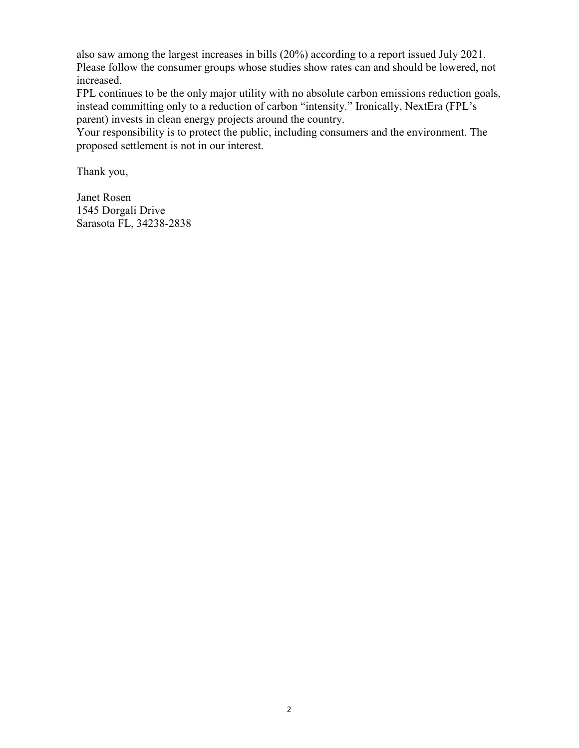also saw among the largest increases in bills (20%) according to a report issued July 2021. Please follow the consumer groups whose studies show rates can and should be lowered, not increased.

FPL continues to be the only major utility with no absolute carbon emissions reduction goals, instead committing only to a reduction of carbon "intensity." Ironically, NextEra (FPL's parent) invests in clean energy projects around the country.

Your responsibility is to protect the public, including consumers and the environment. The proposed settlement is not in our interest.

Thank you,

Janet Rosen
1545 Dorgali Drive
Sarasota FL, 34238-2838